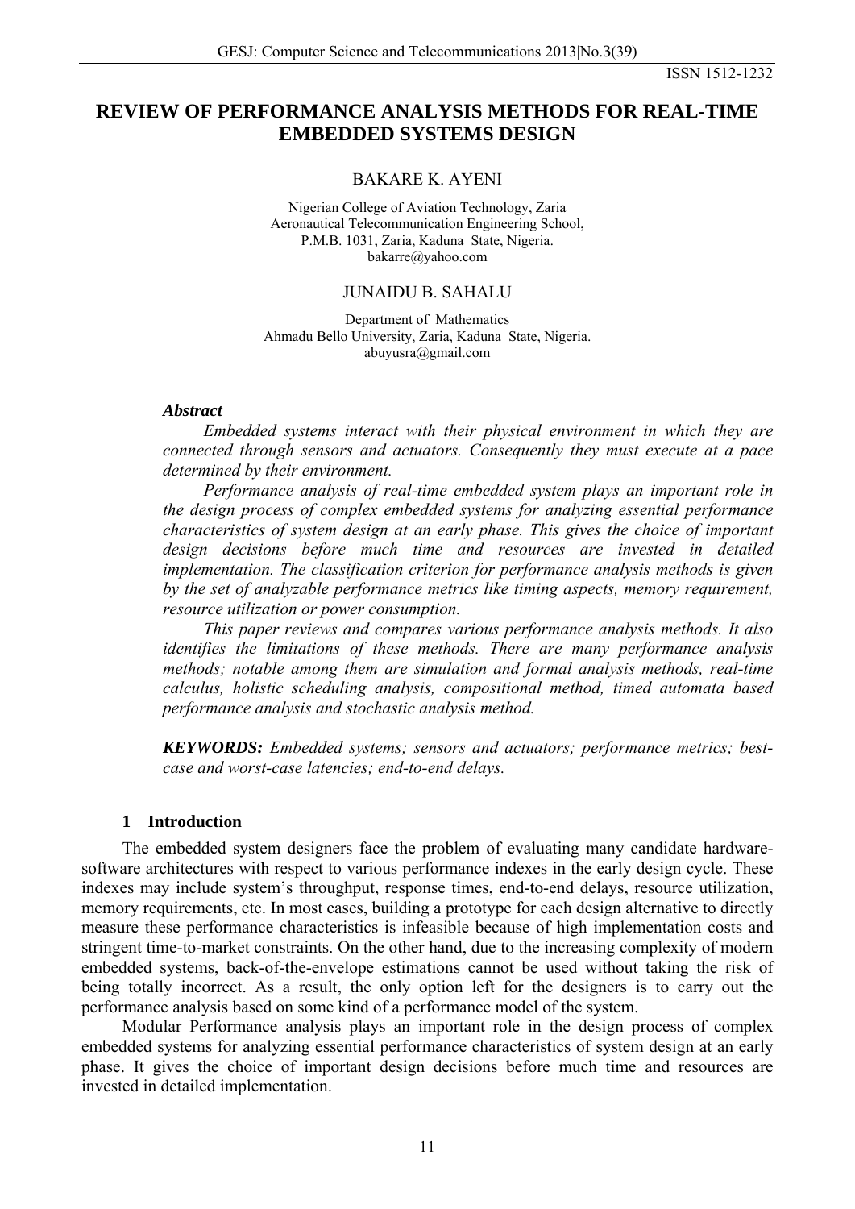# REVIEW OF PERFORMANCE ANALYSIS METHODS FOR REAL-TIME EMBEDDED SYSTEMS DESIGN

BAKARE K. AYENI

Nigerian College of Aviation Technology, Zaria
Aeronautical Telecommunication Engineering School,
P.M.B. 1031, Zaria, Kaduna State, Nigeria.
bakarre@yahoo.com

JUNAIDU B. SAHALU

Department of Mathematics
Ahmadu Bello University, Zaria, Kaduna State, Nigeria.
abuyusra@gmail.com

### *Abstract*

*Embedded systems interact with their physical environment in which they are connected through sensors and actuators. Consequently they must execute at a pace determined by their environment.*

*Performance analysis of real-time embedded system plays an important role in the design process of complex embedded systems for analyzing essential performance characteristics of system design at an early phase. This gives the choice of important design decisions before much time and resources are invested in detailed implementation. The classification criterion for performance analysis methods is given by the set of analyzable performance metrics like timing aspects, memory requirement, resource utilization or power consumption.*

*This paper reviews and compares various performance analysis methods. It also identifies the limitations of these methods. There are many performance analysis methods; notable among them are simulation and formal analysis methods, real-time calculus, holistic scheduling analysis, compositional method, timed automata based performance analysis and stochastic analysis method.*

***KEYWORDS:*** *Embedded systems; sensors and actuators; performance metrics; best-case and worst-case latencies; end-to-end delays.*

## 1 Introduction

The embedded system designers face the problem of evaluating many candidate hardware-software architectures with respect to various performance indexes in the early design cycle. These indexes may include system's throughput, response times, end-to-end delays, resource utilization, memory requirements, etc. In most cases, building a prototype for each design alternative to directly measure these performance characteristics is infeasible because of high implementation costs and stringent time-to-market constraints. On the other hand, due to the increasing complexity of modern embedded systems, back-of-the-envelope estimations cannot be used without taking the risk of being totally incorrect. As a result, the only option left for the designers is to carry out the performance analysis based on some kind of a performance model of the system.

Modular Performance analysis plays an important role in the design process of complex embedded systems for analyzing essential performance characteristics of system design at an early phase. It gives the choice of important design decisions before much time and resources are invested in detailed implementation.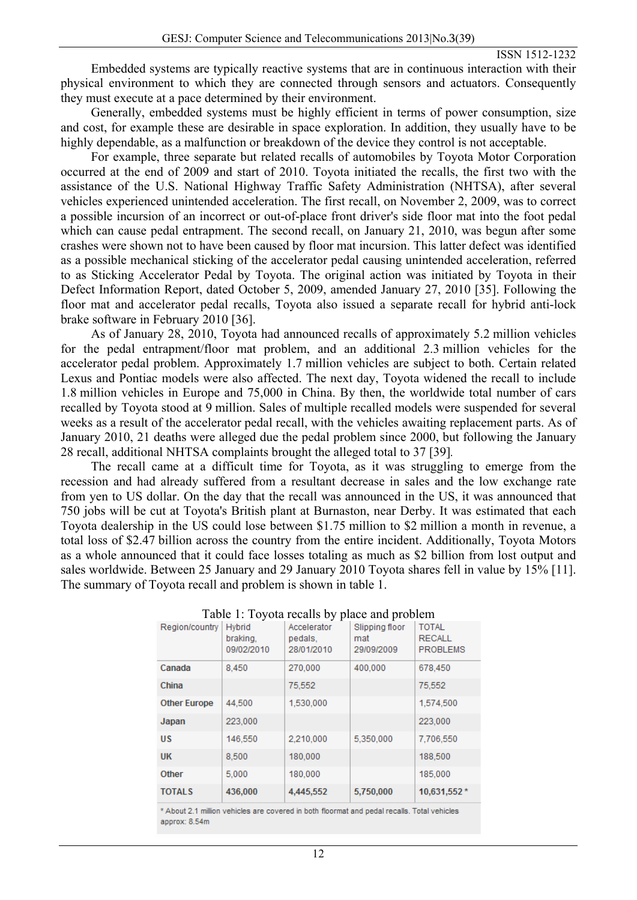Embedded systems are typically reactive systems that are in continuous interaction with their physical environment to which they are connected through sensors and actuators. Consequently they must execute at a pace determined by their environment.

Generally, embedded systems must be highly efficient in terms of power consumption, size and cost, for example these are desirable in space exploration. In addition, they usually have to be highly dependable, as a malfunction or breakdown of the device they control is not acceptable.

For example, three separate but related recalls of automobiles by Toyota Motor Corporation occurred at the end of 2009 and start of 2010. Toyota initiated the recalls, the first two with the assistance of the U.S. National Highway Traffic Safety Administration (NHTSA), after several vehicles experienced unintended acceleration. The first recall, on November 2, 2009, was to correct a possible incursion of an incorrect or out-of-place front driver's side floor mat into the foot pedal which can cause pedal entrapment. The second recall, on January 21, 2010, was begun after some crashes were shown not to have been caused by floor mat incursion. This latter defect was identified as a possible mechanical sticking of the accelerator pedal causing unintended acceleration, referred to as Sticking Accelerator Pedal by Toyota. The original action was initiated by Toyota in their Defect Information Report, dated October 5, 2009, amended January 27, 2010 [35]. Following the floor mat and accelerator pedal recalls, Toyota also issued a separate recall for hybrid anti-lock brake software in February 2010 [36].

As of January 28, 2010, Toyota had announced recalls of approximately 5.2 million vehicles for the pedal entrapment/floor mat problem, and an additional 2.3 million vehicles for the accelerator pedal problem. Approximately 1.7 million vehicles are subject to both. Certain related Lexus and Pontiac models were also affected. The next day, Toyota widened the recall to include 1.8 million vehicles in Europe and 75,000 in China. By then, the worldwide total number of cars recalled by Toyota stood at 9 million. Sales of multiple recalled models were suspended for several weeks as a result of the accelerator pedal recall, with the vehicles awaiting replacement parts. As of January 2010, 21 deaths were alleged due the pedal problem since 2000, but following the January 28 recall, additional NHTSA complaints brought the alleged total to 37 [39].

The recall came at a difficult time for Toyota, as it was struggling to emerge from the recession and had already suffered from a resultant decrease in sales and the low exchange rate from yen to US dollar. On the day that the recall was announced in the US, it was announced that 750 jobs will be cut at Toyota's British plant at Burnaston, near Derby. It was estimated that each Toyota dealership in the US could lose between $1.75 million to $2 million a month in revenue, a total loss of $2.47 billion across the country from the entire incident. Additionally, Toyota Motors as a whole announced that it could face losses totaling as much as $2 billion from lost output and sales worldwide. Between 25 January and 29 January 2010 Toyota shares fell in value by 15% [11]. The summary of Toyota recall and problem is shown in table 1.

Table 1: Toyota recalls by place and problem

| Region/country | Hybrid braking, 09/02/2010 | Accelerator pedals, 28/01/2010 | Slipping floor mat 29/09/2009 | TOTAL RECALL PROBLEMS |
|---|---|---|---|---|
| Canada | 8,450 | 270,000 | 400,000 | 678,450 |
| China | | 75,552 | | 75,552 |
| Other Europe | 44,500 | 1,530,000 | | 1,574,500 |
| Japan | 223,000 | | | 223,000 |
| US | 146,550 | 2,210,000 | 5,350,000 | 7,706,550 |
| UK | 8,500 | 180,000 | | 188,500 |
| Other | 5,000 | 180,000 | | 185,000 |
| **TOTALS** | **436,000** | **4,445,552** | **5,750,000** | **10,631,552 \*** |

\* About 2.1 million vehicles are covered in both floormat and pedal recalls. Total vehicles approx: 8.54m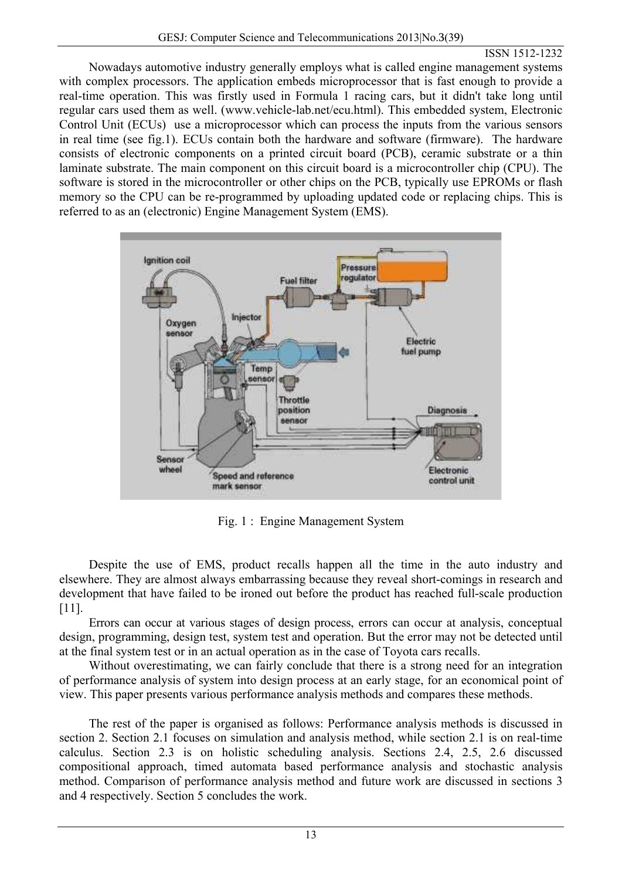Nowadays automotive industry generally employs what is called engine management systems with complex processors. The application embeds microprocessor that is fast enough to provide a real-time operation. This was firstly used in Formula 1 racing cars, but it didn't take long until regular cars used them as well. (www.vehicle-lab.net/ecu.html). This embedded system, Electronic Control Unit (ECUs) use a microprocessor which can process the inputs from the various sensors in real time (see fig.1). ECUs contain both the hardware and software (firmware). The hardware consists of electronic components on a printed circuit board (PCB), ceramic substrate or a thin laminate substrate. The main component on this circuit board is a microcontroller chip (CPU). The software is stored in the microcontroller or other chips on the PCB, typically use EPROMs or flash memory so the CPU can be re-programmed by uploading updated code or replacing chips. This is referred to as an (electronic) Engine Management System (EMS).

Fig. 1 : Engine Management System

Despite the use of EMS, product recalls happen all the time in the auto industry and elsewhere. They are almost always embarrassing because they reveal short-comings in research and development that have failed to be ironed out before the product has reached full-scale production [11].

Errors can occur at various stages of design process, errors can occur at analysis, conceptual design, programming, design test, system test and operation. But the error may not be detected until at the final system test or in an actual operation as in the case of Toyota cars recalls.

Without overestimating, we can fairly conclude that there is a strong need for an integration of performance analysis of system into design process at an early stage, for an economical point of view. This paper presents various performance analysis methods and compares these methods.

The rest of the paper is organised as follows: Performance analysis methods is discussed in section 2. Section 2.1 focuses on simulation and analysis method, while section 2.1 is on real-time calculus. Section 2.3 is on holistic scheduling analysis. Sections 2.4, 2.5, 2.6 discussed compositional approach, timed automata based performance analysis and stochastic analysis method. Comparison of performance analysis method and future work are discussed in sections 3 and 4 respectively. Section 5 concludes the work.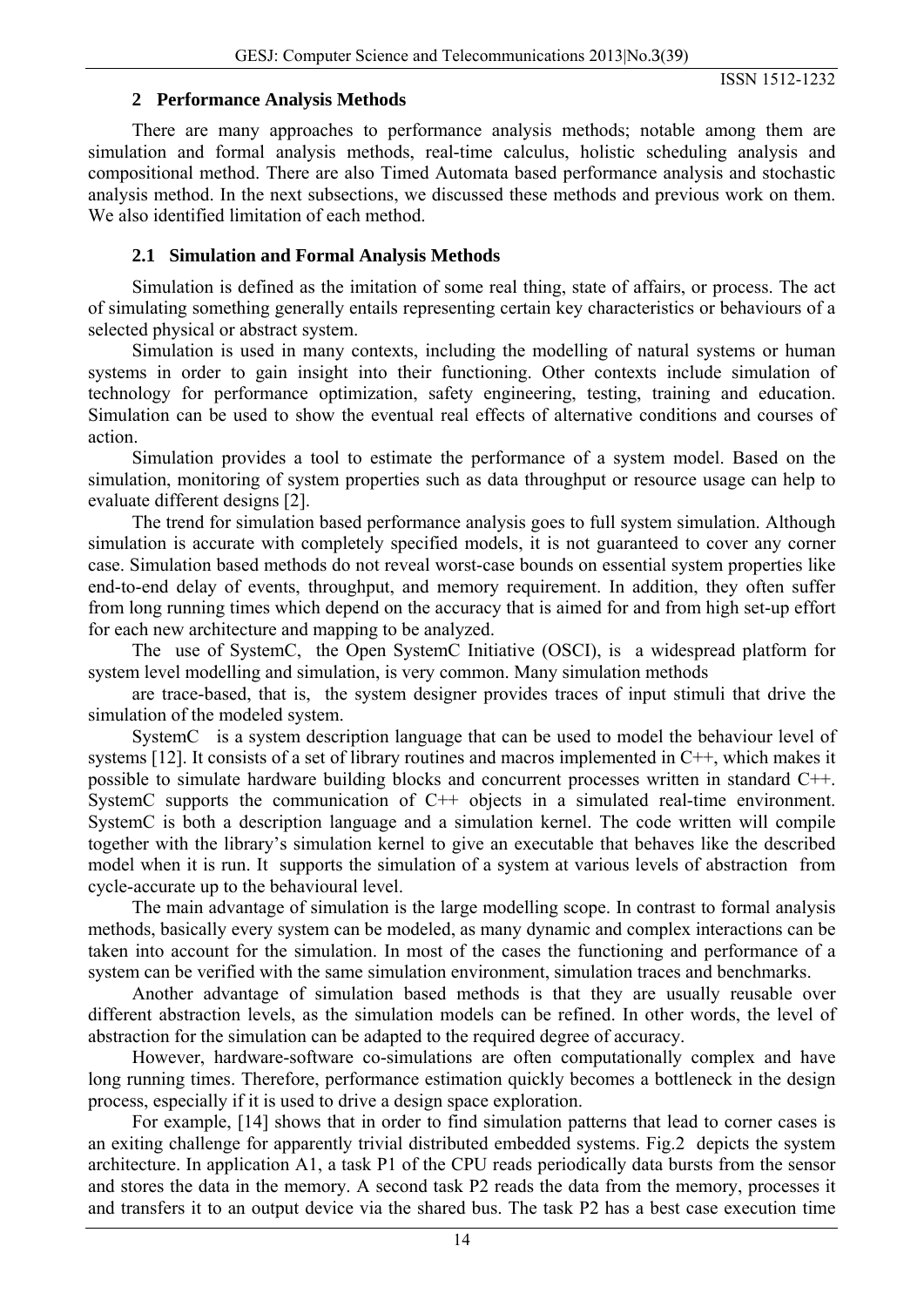## 2 Performance Analysis Methods

There are many approaches to performance analysis methods; notable among them are simulation and formal analysis methods, real-time calculus, holistic scheduling analysis and compositional method. There are also Timed Automata based performance analysis and stochastic analysis method. In the next subsections, we discussed these methods and previous work on them. We also identified limitation of each method.

### 2.1 Simulation and Formal Analysis Methods

Simulation is defined as the imitation of some real thing, state of affairs, or process. The act of simulating something generally entails representing certain key characteristics or behaviours of a selected physical or abstract system.

Simulation is used in many contexts, including the modelling of natural systems or human systems in order to gain insight into their functioning. Other contexts include simulation of technology for performance optimization, safety engineering, testing, training and education. Simulation can be used to show the eventual real effects of alternative conditions and courses of action.

Simulation provides a tool to estimate the performance of a system model. Based on the simulation, monitoring of system properties such as data throughput or resource usage can help to evaluate different designs [2].

The trend for simulation based performance analysis goes to full system simulation. Although simulation is accurate with completely specified models, it is not guaranteed to cover any corner case. Simulation based methods do not reveal worst-case bounds on essential system properties like end-to-end delay of events, throughput, and memory requirement. In addition, they often suffer from long running times which depend on the accuracy that is aimed for and from high set-up effort for each new architecture and mapping to be analyzed.

The use of SystemC, the Open SystemC Initiative (OSCI), is a widespread platform for system level modelling and simulation, is very common. Many simulation methods are trace-based, that is, the system designer provides traces of input stimuli that drive the simulation of the modeled system.

SystemC is a system description language that can be used to model the behaviour level of systems [12]. It consists of a set of library routines and macros implemented in C++, which makes it possible to simulate hardware building blocks and concurrent processes written in standard C++. SystemC supports the communication of C++ objects in a simulated real-time environment. SystemC is both a description language and a simulation kernel. The code written will compile together with the library's simulation kernel to give an executable that behaves like the described model when it is run. It supports the simulation of a system at various levels of abstraction from cycle-accurate up to the behavioural level.

The main advantage of simulation is the large modelling scope. In contrast to formal analysis methods, basically every system can be modeled, as many dynamic and complex interactions can be taken into account for the simulation. In most of the cases the functioning and performance of a system can be verified with the same simulation environment, simulation traces and benchmarks.

Another advantage of simulation based methods is that they are usually reusable over different abstraction levels, as the simulation models can be refined. In other words, the level of abstraction for the simulation can be adapted to the required degree of accuracy.

However, hardware-software co-simulations are often computationally complex and have long running times. Therefore, performance estimation quickly becomes a bottleneck in the design process, especially if it is used to drive a design space exploration.

For example, [14] shows that in order to find simulation patterns that lead to corner cases is an exiting challenge for apparently trivial distributed embedded systems. Fig.2 depicts the system architecture. In application A1, a task P1 of the CPU reads periodically data bursts from the sensor and stores the data in the memory. A second task P2 reads the data from the memory, processes it and transfers it to an output device via the shared bus. The task P2 has a best case execution time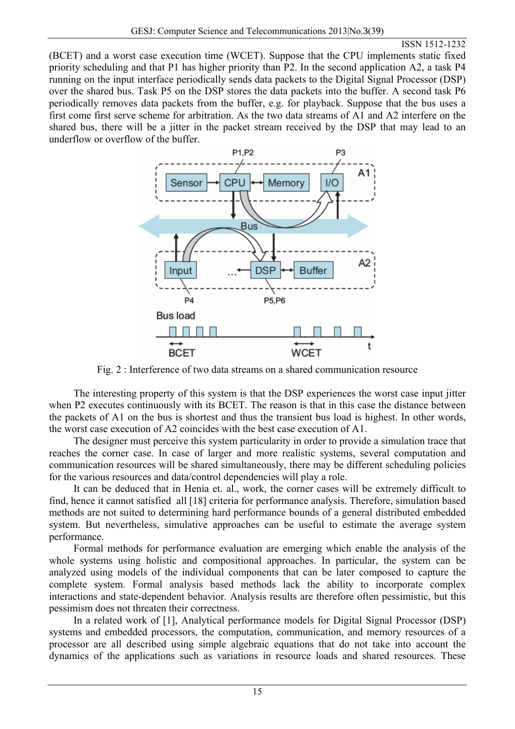(BCET) and a worst case execution time (WCET). Suppose that the CPU implements static fixed priority scheduling and that P1 has higher priority than P2. In the second application A2, a task P4 running on the input interface periodically sends data packets to the Digital Signal Processor (DSP) over the shared bus. Task P5 on the DSP stores the data packets into the buffer. A second task P6 periodically removes data packets from the buffer, e.g. for playback. Suppose that the bus uses a first come first serve scheme for arbitration. As the two data streams of A1 and A2 interfere on the shared bus, there will be a jitter in the packet stream received by the DSP that may lead to an underflow or overflow of the buffer.

Fig. 2 : Interference of two data streams on a shared communication resource

The interesting property of this system is that the DSP experiences the worst case input jitter when P2 executes continuously with its BCET. The reason is that in this case the distance between the packets of A1 on the bus is shortest and thus the transient bus load is highest. In other words, the worst case execution of A2 coincides with the best case execution of A1.

The designer must perceive this system particularity in order to provide a simulation trace that reaches the corner case. In case of larger and more realistic systems, several computation and communication resources will be shared simultaneously, there may be different scheduling policies for the various resources and data/control dependencies will play a role.

It can be deduced that in Henia et. al., work, the corner cases will be extremely difficult to find, hence it cannot satisfied all [18] criteria for performance analysis. Therefore, simulation based methods are not suited to determining hard performance bounds of a general distributed embedded system. But nevertheless, simulative approaches can be useful to estimate the average system performance.

Formal methods for performance evaluation are emerging which enable the analysis of the whole systems using holistic and compositional approaches. In particular, the system can be analyzed using models of the individual components that can be later composed to capture the complete system. Formal analysis based methods lack the ability to incorporate complex interactions and state-dependent behavior. Analysis results are therefore often pessimistic, but this pessimism does not threaten their correctness.

In a related work of [1], Analytical performance models for Digital Signal Processor (DSP) systems and embedded processors, the computation, communication, and memory resources of a processor are all described using simple algebraic equations that do not take into account the dynamics of the applications such as variations in resource loads and shared resources. These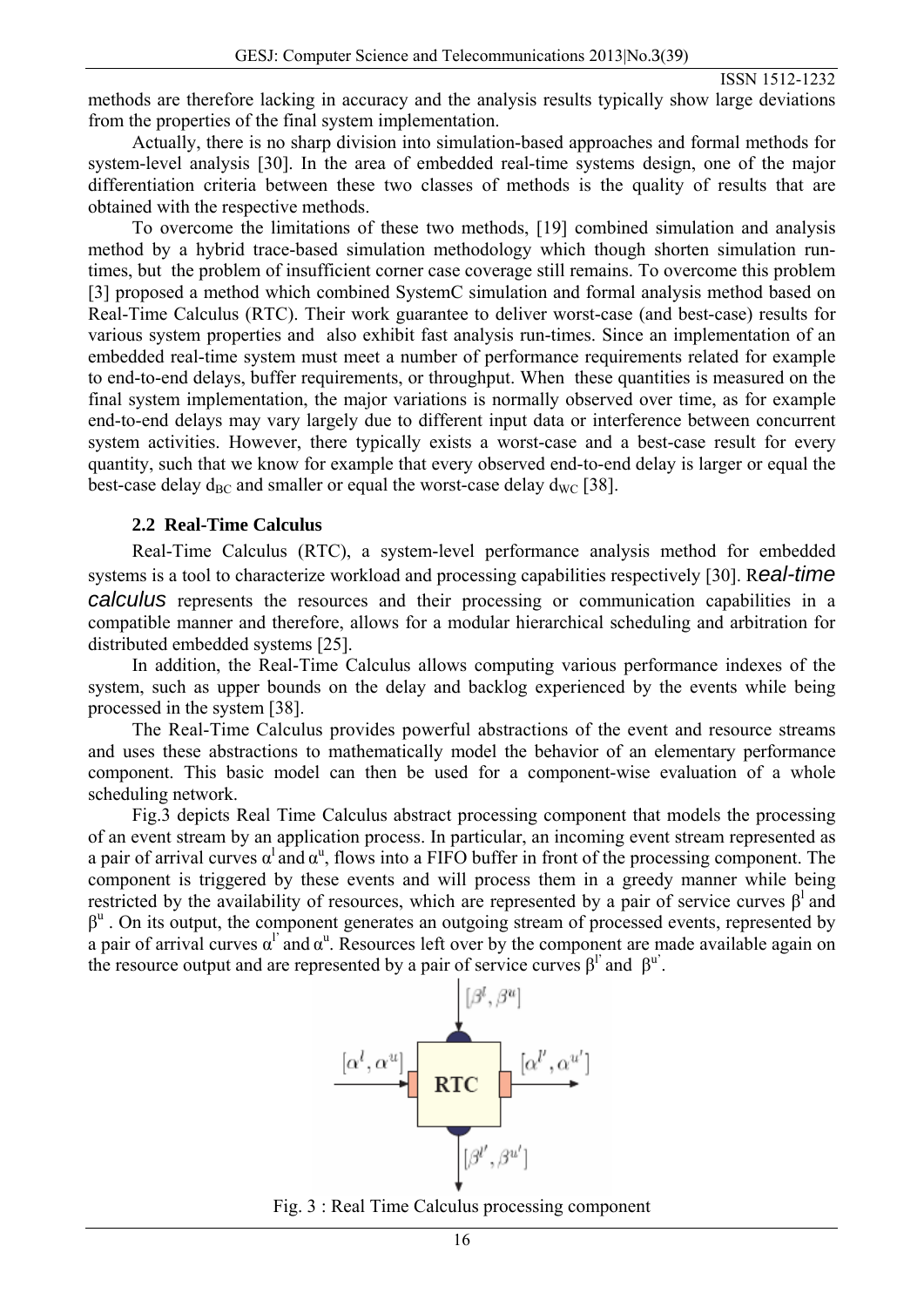methods are therefore lacking in accuracy and the analysis results typically show large deviations from the properties of the final system implementation.

Actually, there is no sharp division into simulation-based approaches and formal methods for system-level analysis [30]. In the area of embedded real-time systems design, one of the major differentiation criteria between these two classes of methods is the quality of results that are obtained with the respective methods.

To overcome the limitations of these two methods, [19] combined simulation and analysis method by a hybrid trace-based simulation methodology which though shorten simulation run-times, but the problem of insufficient corner case coverage still remains. To overcome this problem [3] proposed a method which combined SystemC simulation and formal analysis method based on Real-Time Calculus (RTC). Their work guarantee to deliver worst-case (and best-case) results for various system properties and also exhibit fast analysis run-times. Since an implementation of an embedded real-time system must meet a number of performance requirements related for example to end-to-end delays, buffer requirements, or throughput. When these quantities is measured on the final system implementation, the major variations is normally observed over time, as for example end-to-end delays may vary largely due to different input data or interference between concurrent system activities. However, there typically exists a worst-case and a best-case result for every quantity, such that we know for example that every observed end-to-end delay is larger or equal the best-case delay $d_{BC}$ and smaller or equal the worst-case delay $d_{WC}$ [38].

### 2.2 Real-Time Calculus

Real-Time Calculus (RTC), a system-level performance analysis method for embedded systems is a tool to characterize workload and processing capabilities respectively [30]. R*eal-time calculus* represents the resources and their processing or communication capabilities in a compatible manner and therefore, allows for a modular hierarchical scheduling and arbitration for distributed embedded systems [25].

In addition, the Real-Time Calculus allows computing various performance indexes of the system, such as upper bounds on the delay and backlog experienced by the events while being processed in the system [38].

The Real-Time Calculus provides powerful abstractions of the event and resource streams and uses these abstractions to mathematically model the behavior of an elementary performance component. This basic model can then be used for a component-wise evaluation of a whole scheduling network.

Fig.3 depicts Real Time Calculus abstract processing component that models the processing of an event stream by an application process. In particular, an incoming event stream represented as a pair of arrival curves $\alpha^l$ and $\alpha^u$, flows into a FIFO buffer in front of the processing component. The component is triggered by these events and will process them in a greedy manner while being restricted by the availability of resources, which are represented by a pair of service curves $\beta^l$ and $\beta^u$ . On its output, the component generates an outgoing stream of processed events, represented by a pair of arrival curves $\alpha^{l'}$ and $\alpha^u$. Resources left over by the component are made available again on the resource output and are represented by a pair of service curves $\beta^{l'}$ and $\beta^{u'}$.

$[\beta^l, \beta^u]$

$[\alpha^l, \alpha^u]$ → RTC → $[\alpha^{l'}, \alpha^{u'}]$

$[\beta^{l'}, \beta^{u'}]$

Fig. 3 : Real Time Calculus processing component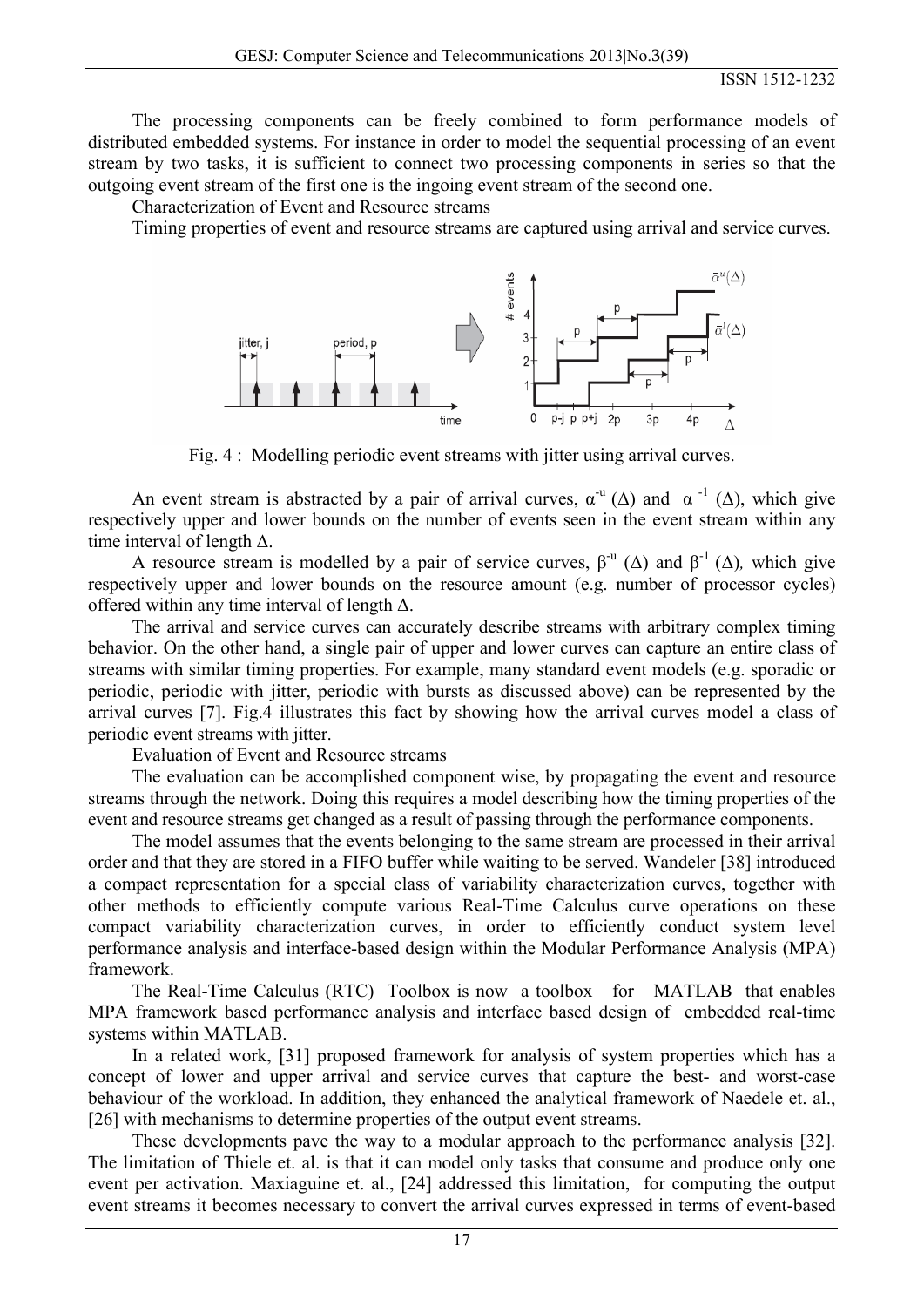The processing components can be freely combined to form performance models of distributed embedded systems. For instance in order to model the sequential processing of an event stream by two tasks, it is sufficient to connect two processing components in series so that the outgoing event stream of the first one is the ingoing event stream of the second one.

Characterization of Event and Resource streams

Timing properties of event and resource streams are captured using arrival and service curves.

Fig. 4 : Modelling periodic event streams with jitter using arrival curves.

An event stream is abstracted by a pair of arrival curves, $\alpha^{-u}(\Delta)$ and $\alpha^{-1}(\Delta)$, which give respectively upper and lower bounds on the number of events seen in the event stream within any time interval of length $\Delta$.

A resource stream is modelled by a pair of service curves, $\beta^{-u}(\Delta)$ and $\beta^{-1}(\Delta)$, which give respectively upper and lower bounds on the resource amount (e.g. number of processor cycles) offered within any time interval of length $\Delta$.

The arrival and service curves can accurately describe streams with arbitrary complex timing behavior. On the other hand, a single pair of upper and lower curves can capture an entire class of streams with similar timing properties. For example, many standard event models (e.g. sporadic or periodic, periodic with jitter, periodic with bursts as discussed above) can be represented by the arrival curves [7]. Fig.4 illustrates this fact by showing how the arrival curves model a class of periodic event streams with jitter.

Evaluation of Event and Resource streams

The evaluation can be accomplished component wise, by propagating the event and resource streams through the network. Doing this requires a model describing how the timing properties of the event and resource streams get changed as a result of passing through the performance components.

The model assumes that the events belonging to the same stream are processed in their arrival order and that they are stored in a FIFO buffer while waiting to be served. Wandeler [38] introduced a compact representation for a special class of variability characterization curves, together with other methods to efficiently compute various Real-Time Calculus curve operations on these compact variability characterization curves, in order to efficiently conduct system level performance analysis and interface-based design within the Modular Performance Analysis (MPA) framework.

The Real-Time Calculus (RTC) Toolbox is now a toolbox for MATLAB that enables MPA framework based performance analysis and interface based design of embedded real-time systems within MATLAB.

In a related work, [31] proposed framework for analysis of system properties which has a concept of lower and upper arrival and service curves that capture the best- and worst-case behaviour of the workload. In addition, they enhanced the analytical framework of Naedele et. al., [26] with mechanisms to determine properties of the output event streams.

These developments pave the way to a modular approach to the performance analysis [32]. The limitation of Thiele et. al. is that it can model only tasks that consume and produce only one event per activation. Maxiaguine et. al., [24] addressed this limitation, for computing the output event streams it becomes necessary to convert the arrival curves expressed in terms of event-based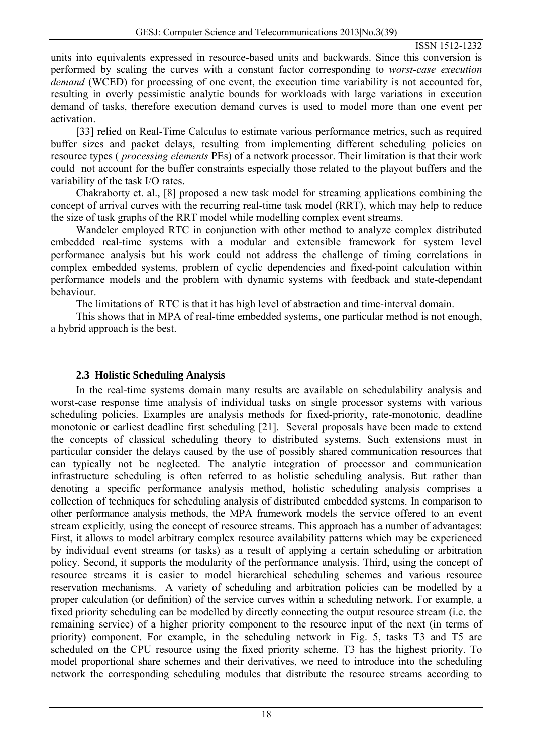units into equivalents expressed in resource-based units and backwards. Since this conversion is performed by scaling the curves with a constant factor corresponding to *worst-case execution demand* (WCED) for processing of one event, the execution time variability is not accounted for, resulting in overly pessimistic analytic bounds for workloads with large variations in execution demand of tasks, therefore execution demand curves is used to model more than one event per activation.

[33] relied on Real-Time Calculus to estimate various performance metrics, such as required buffer sizes and packet delays, resulting from implementing different scheduling policies on resource types ( *processing elements* PEs) of a network processor. Their limitation is that their work could not account for the buffer constraints especially those related to the playout buffers and the variability of the task I/O rates.

Chakraborty et. al., [8] proposed a new task model for streaming applications combining the concept of arrival curves with the recurring real-time task model (RRT), which may help to reduce the size of task graphs of the RRT model while modelling complex event streams.

Wandeler employed RTC in conjunction with other method to analyze complex distributed embedded real-time systems with a modular and extensible framework for system level performance analysis but his work could not address the challenge of timing correlations in complex embedded systems, problem of cyclic dependencies and fixed-point calculation within performance models and the problem with dynamic systems with feedback and state-dependant behaviour.

The limitations of RTC is that it has high level of abstraction and time-interval domain.

This shows that in MPA of real-time embedded systems, one particular method is not enough, a hybrid approach is the best.

### 2.3 Holistic Scheduling Analysis

In the real-time systems domain many results are available on schedulability analysis and worst-case response time analysis of individual tasks on single processor systems with various scheduling policies. Examples are analysis methods for fixed-priority, rate-monotonic, deadline monotonic or earliest deadline first scheduling [21]. Several proposals have been made to extend the concepts of classical scheduling theory to distributed systems. Such extensions must in particular consider the delays caused by the use of possibly shared communication resources that can typically not be neglected. The analytic integration of processor and communication infrastructure scheduling is often referred to as holistic scheduling analysis. But rather than denoting a specific performance analysis method, holistic scheduling analysis comprises a collection of techniques for scheduling analysis of distributed embedded systems. In comparison to other performance analysis methods, the MPA framework models the service offered to an event stream explicitly*,* using the concept of resource streams. This approach has a number of advantages: First, it allows to model arbitrary complex resource availability patterns which may be experienced by individual event streams (or tasks) as a result of applying a certain scheduling or arbitration policy. Second, it supports the modularity of the performance analysis. Third, using the concept of resource streams it is easier to model hierarchical scheduling schemes and various resource reservation mechanisms. A variety of scheduling and arbitration policies can be modelled by a proper calculation (or definition) of the service curves within a scheduling network. For example, a fixed priority scheduling can be modelled by directly connecting the output resource stream (i.e. the remaining service) of a higher priority component to the resource input of the next (in terms of priority) component. For example, in the scheduling network in Fig. 5, tasks T3 and T5 are scheduled on the CPU resource using the fixed priority scheme. T3 has the highest priority. To model proportional share schemes and their derivatives, we need to introduce into the scheduling network the corresponding scheduling modules that distribute the resource streams according to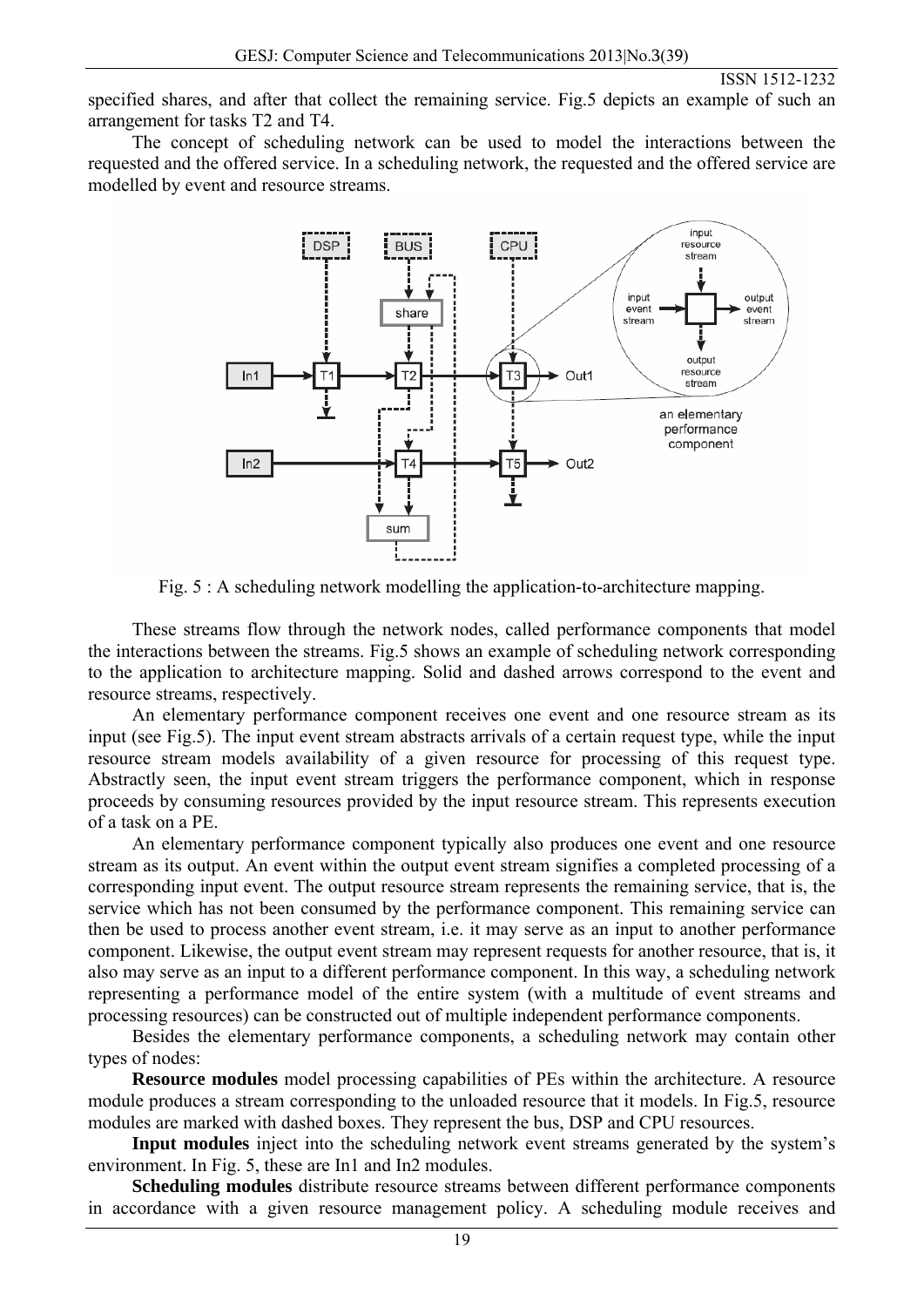specified shares, and after that collect the remaining service. Fig.5 depicts an example of such an arrangement for tasks T2 and T4.

The concept of scheduling network can be used to model the interactions between the requested and the offered service. In a scheduling network, the requested and the offered service are modelled by event and resource streams.

Fig. 5 : A scheduling network modelling the application-to-architecture mapping.

These streams flow through the network nodes, called performance components that model the interactions between the streams. Fig.5 shows an example of scheduling network corresponding to the application to architecture mapping. Solid and dashed arrows correspond to the event and resource streams, respectively.

An elementary performance component receives one event and one resource stream as its input (see Fig.5). The input event stream abstracts arrivals of a certain request type, while the input resource stream models availability of a given resource for processing of this request type. Abstractly seen, the input event stream triggers the performance component, which in response proceeds by consuming resources provided by the input resource stream. This represents execution of a task on a PE.

An elementary performance component typically also produces one event and one resource stream as its output. An event within the output event stream signifies a completed processing of a corresponding input event. The output resource stream represents the remaining service, that is, the service which has not been consumed by the performance component. This remaining service can then be used to process another event stream, i.e. it may serve as an input to another performance component. Likewise, the output event stream may represent requests for another resource, that is, it also may serve as an input to a different performance component. In this way, a scheduling network representing a performance model of the entire system (with a multitude of event streams and processing resources) can be constructed out of multiple independent performance components.

Besides the elementary performance components, a scheduling network may contain other types of nodes:

**Resource modules** model processing capabilities of PEs within the architecture. A resource module produces a stream corresponding to the unloaded resource that it models. In Fig.5, resource modules are marked with dashed boxes. They represent the bus, DSP and CPU resources.

**Input modules** inject into the scheduling network event streams generated by the system's environment. In Fig. 5, these are In1 and In2 modules.

**Scheduling modules** distribute resource streams between different performance components in accordance with a given resource management policy. A scheduling module receives and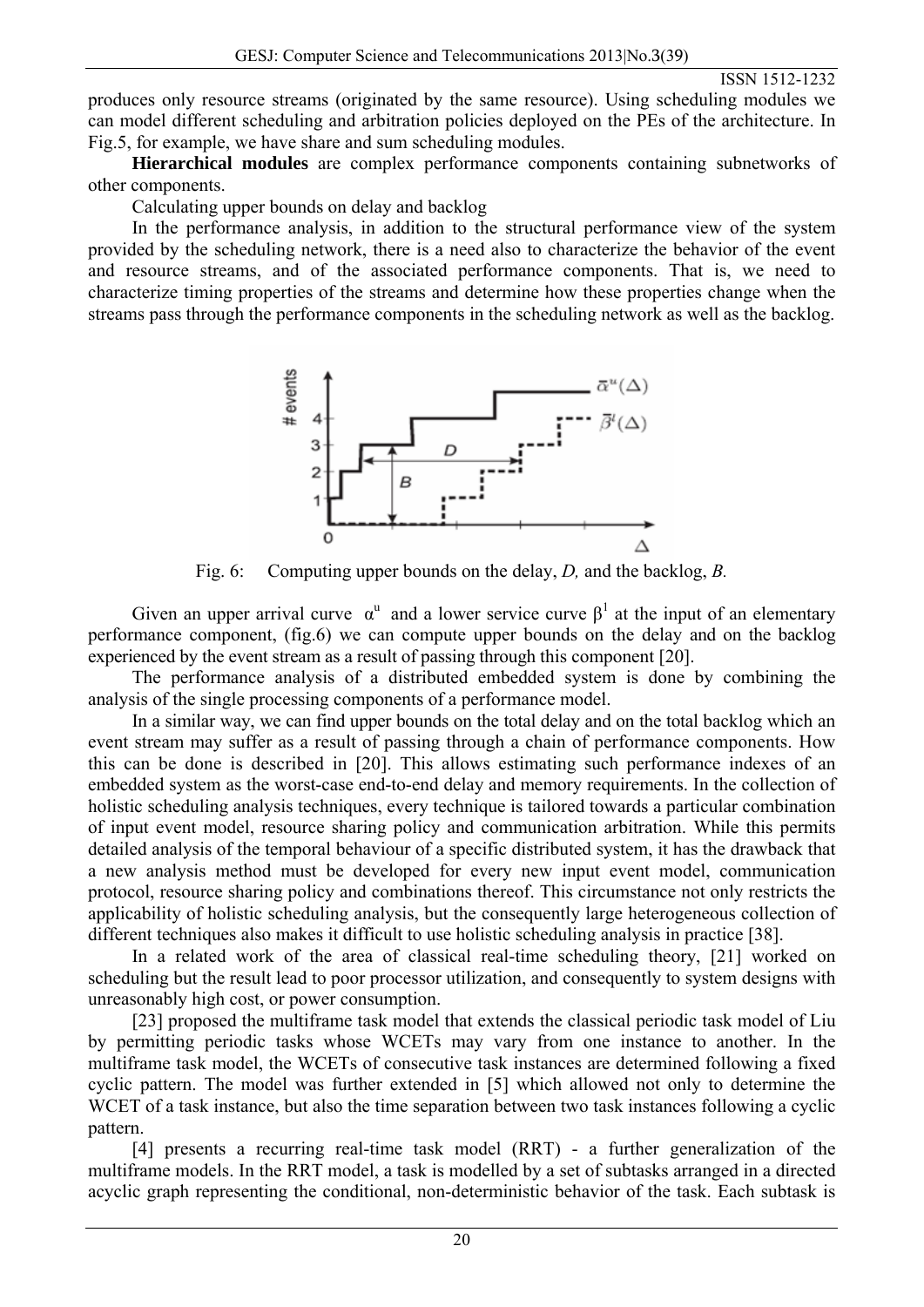produces only resource streams (originated by the same resource). Using scheduling modules we can model different scheduling and arbitration policies deployed on the PEs of the architecture. In Fig.5, for example, we have share and sum scheduling modules.

**Hierarchical modules** are complex performance components containing subnetworks of other components.

Calculating upper bounds on delay and backlog

In the performance analysis, in addition to the structural performance view of the system provided by the scheduling network, there is a need also to characterize the behavior of the event and resource streams, and of the associated performance components. That is, we need to characterize timing properties of the streams and determine how these properties change when the streams pass through the performance components in the scheduling network as well as the backlog.

Fig. 6: Computing upper bounds on the delay, *D,* and the backlog, *B.*

Given an upper arrival curve $\alpha^u$ and a lower service curve $\beta^l$ at the input of an elementary performance component, (fig.6) we can compute upper bounds on the delay and on the backlog experienced by the event stream as a result of passing through this component [20].

The performance analysis of a distributed embedded system is done by combining the analysis of the single processing components of a performance model.

In a similar way, we can find upper bounds on the total delay and on the total backlog which an event stream may suffer as a result of passing through a chain of performance components. How this can be done is described in [20]. This allows estimating such performance indexes of an embedded system as the worst-case end-to-end delay and memory requirements. In the collection of holistic scheduling analysis techniques, every technique is tailored towards a particular combination of input event model, resource sharing policy and communication arbitration. While this permits detailed analysis of the temporal behaviour of a specific distributed system, it has the drawback that a new analysis method must be developed for every new input event model, communication protocol, resource sharing policy and combinations thereof. This circumstance not only restricts the applicability of holistic scheduling analysis, but the consequently large heterogeneous collection of different techniques also makes it difficult to use holistic scheduling analysis in practice [38].

In a related work of the area of classical real-time scheduling theory, [21] worked on scheduling but the result lead to poor processor utilization, and consequently to system designs with unreasonably high cost, or power consumption.

[23] proposed the multiframe task model that extends the classical periodic task model of Liu by permitting periodic tasks whose WCETs may vary from one instance to another. In the multiframe task model, the WCETs of consecutive task instances are determined following a fixed cyclic pattern. The model was further extended in [5] which allowed not only to determine the WCET of a task instance, but also the time separation between two task instances following a cyclic pattern.

[4] presents a recurring real-time task model (RRT) - a further generalization of the multiframe models. In the RRT model, a task is modelled by a set of subtasks arranged in a directed acyclic graph representing the conditional, non-deterministic behavior of the task. Each subtask is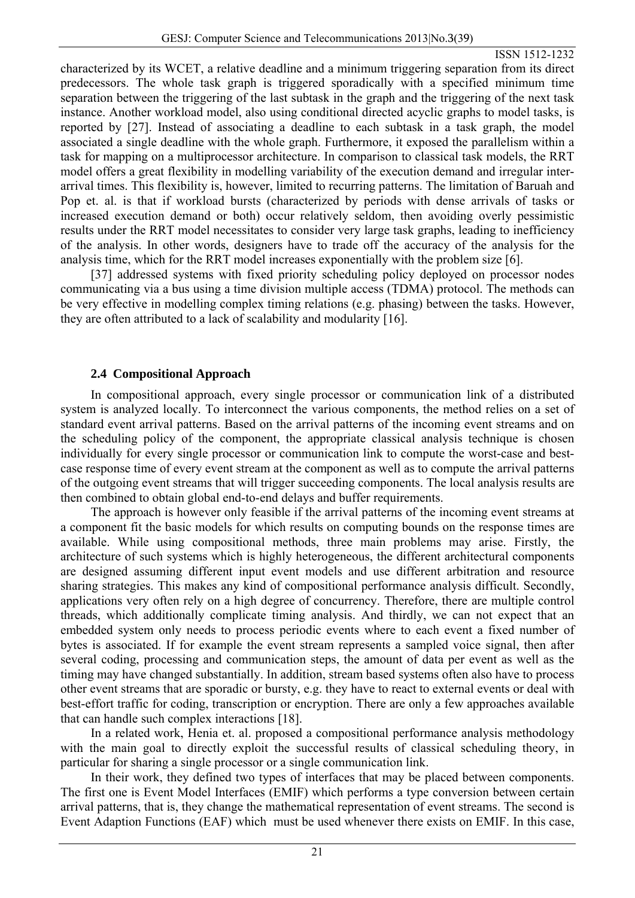characterized by its WCET, a relative deadline and a minimum triggering separation from its direct predecessors. The whole task graph is triggered sporadically with a specified minimum time separation between the triggering of the last subtask in the graph and the triggering of the next task instance. Another workload model, also using conditional directed acyclic graphs to model tasks, is reported by [27]. Instead of associating a deadline to each subtask in a task graph, the model associated a single deadline with the whole graph. Furthermore, it exposed the parallelism within a task for mapping on a multiprocessor architecture. In comparison to classical task models, the RRT model offers a great flexibility in modelling variability of the execution demand and irregular inter-arrival times. This flexibility is, however, limited to recurring patterns. The limitation of Baruah and Pop et. al. is that if workload bursts (characterized by periods with dense arrivals of tasks or increased execution demand or both) occur relatively seldom, then avoiding overly pessimistic results under the RRT model necessitates to consider very large task graphs, leading to inefficiency of the analysis. In other words, designers have to trade off the accuracy of the analysis for the analysis time, which for the RRT model increases exponentially with the problem size [6].

[37] addressed systems with fixed priority scheduling policy deployed on processor nodes communicating via a bus using a time division multiple access (TDMA) protocol. The methods can be very effective in modelling complex timing relations (e.g. phasing) between the tasks. However, they are often attributed to a lack of scalability and modularity [16].

### 2.4 Compositional Approach

In compositional approach, every single processor or communication link of a distributed system is analyzed locally. To interconnect the various components, the method relies on a set of standard event arrival patterns. Based on the arrival patterns of the incoming event streams and on the scheduling policy of the component, the appropriate classical analysis technique is chosen individually for every single processor or communication link to compute the worst-case and best-case response time of every event stream at the component as well as to compute the arrival patterns of the outgoing event streams that will trigger succeeding components. The local analysis results are then combined to obtain global end-to-end delays and buffer requirements.

The approach is however only feasible if the arrival patterns of the incoming event streams at a component fit the basic models for which results on computing bounds on the response times are available. While using compositional methods, three main problems may arise. Firstly, the architecture of such systems which is highly heterogeneous, the different architectural components are designed assuming different input event models and use different arbitration and resource sharing strategies. This makes any kind of compositional performance analysis difficult. Secondly, applications very often rely on a high degree of concurrency. Therefore, there are multiple control threads, which additionally complicate timing analysis. And thirdly, we can not expect that an embedded system only needs to process periodic events where to each event a fixed number of bytes is associated. If for example the event stream represents a sampled voice signal, then after several coding, processing and communication steps, the amount of data per event as well as the timing may have changed substantially. In addition, stream based systems often also have to process other event streams that are sporadic or bursty, e.g. they have to external events or deal with best-effort traffic for coding, transcription or encryption. There are only a few approaches available that can handle such complex interactions [18].

In a related work, Henia et. al. proposed a compositional performance analysis methodology with the main goal to directly exploit the successful results of classical scheduling theory, in particular for sharing a single processor or a single communication link.

In their work, they defined two types of interfaces that may be placed between components. The first one is Event Model Interfaces (EMIF) which performs a type conversion between certain arrival patterns, that is, they change the mathematical representation of event streams. The second is Event Adaption Functions (EAF) which must be used whenever there exists on EMIF. In this case,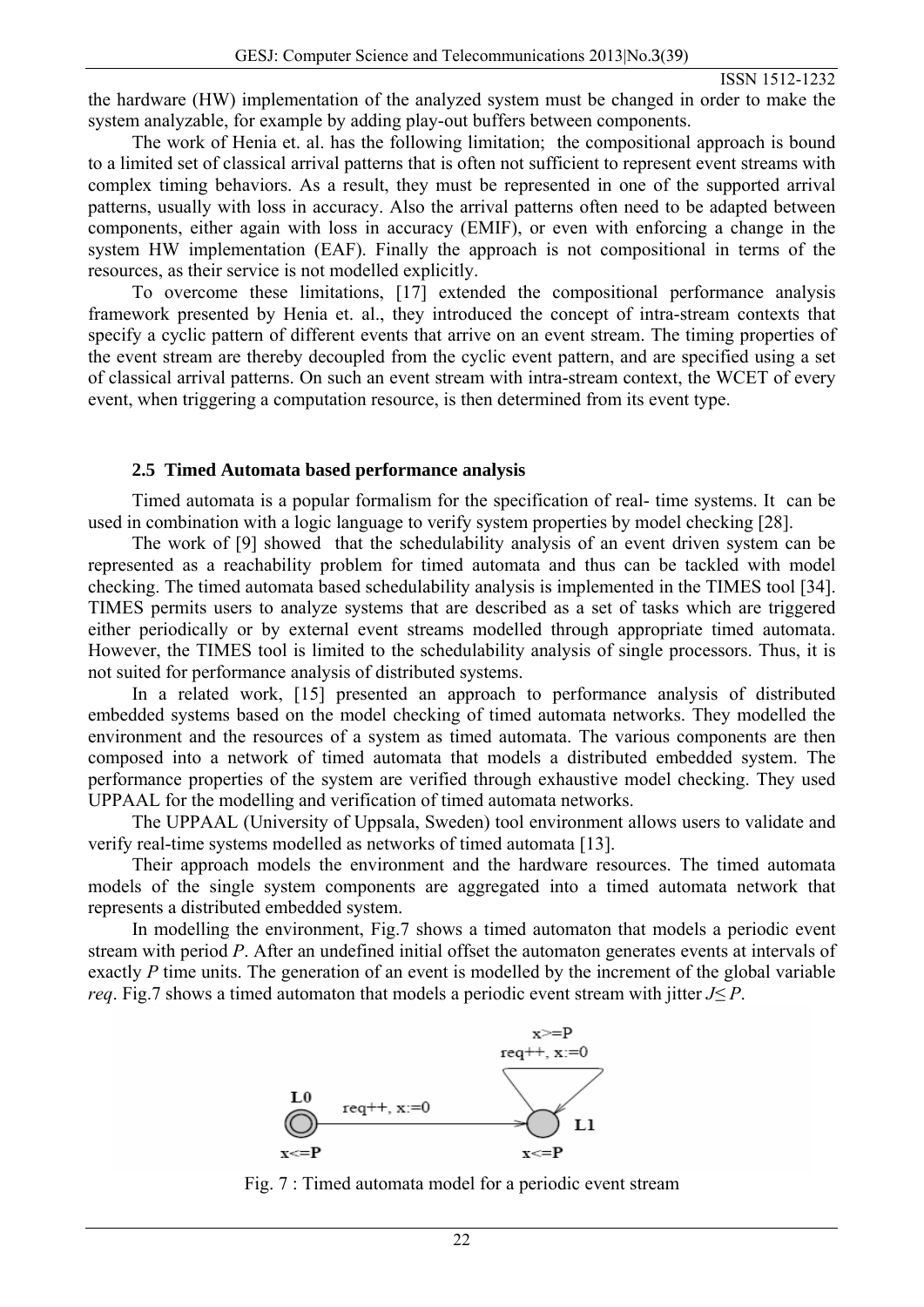the hardware (HW) implementation of the analyzed system must be changed in order to make the system analyzable, for example by adding play-out buffers between components.

The work of Henia et. al. has the following limitation; the compositional approach is bound to a limited set of classical arrival patterns that is often not sufficient to represent event streams with complex timing behaviors. As a result, they must be represented in one of the supported arrival patterns, usually with loss in accuracy. Also the arrival patterns often need to be adapted between components, either again with loss in accuracy (EMIF), or even with enforcing a change in the system HW implementation (EAF). Finally the approach is not compositional in terms of the resources, as their service is not modelled explicitly.

To overcome these limitations, [17] extended the compositional performance analysis framework presented by Henia et. al., they introduced the concept of intra-stream contexts that specify a cyclic pattern of different events that arrive on an event stream. The timing properties of the event stream are thereby decoupled from the cyclic event pattern, and are specified using a set of classical arrival patterns. On such an event stream with intra-stream context, the WCET of every event, when triggering a computation resource, is then determined from its event type.

### 2.5 Timed Automata based performance analysis

Timed automata is a popular formalism for the specification of real- time systems. It can be used in combination with a logic language to verify system properties by model checking [28].

The work of [9] showed that the schedulability analysis of an event driven system can be represented as a reachability problem for timed automata and thus can be tackled with model checking. The timed automata based schedulability analysis is implemented in the TIMES tool [34]. TIMES permits users to analyze systems that are described as a set of tasks which are triggered either periodically or by external event streams modelled through appropriate timed automata. However, the TIMES tool is limited to the schedulability analysis of single processors. Thus, it is not suited for performance analysis of distributed systems.

In a related work, [15] presented an approach to performance analysis of distributed embedded systems based on the model checking of timed automata networks. They modelled the environment and the resources of a system as timed automata. The various components are then composed into a network of timed automata that models a distributed embedded system. The performance properties of the system are verified through exhaustive model checking. They used UPPAAL for the modelling and verification of timed automata networks.

The UPPAAL (University of Uppsala, Sweden) tool environment allows users to validate and verify real-time systems modelled as networks of timed automata [13].

Their approach models the environment and the hardware resources. The timed automata models of the single system components are aggregated into a timed automata network that represents a distributed embedded system.

In modelling the environment, Fig.7 shows a timed automaton that models a periodic event stream with period $P$. After an undefined initial offset the automaton generates events at intervals of exactly $P$ time units. The generation of an event is modelled by the increment of the global variable *req*. Fig.7 shows a timed automaton that models a periodic event stream with jitter $J \leq P$.

Fig. 7 : Timed automata model for a periodic event stream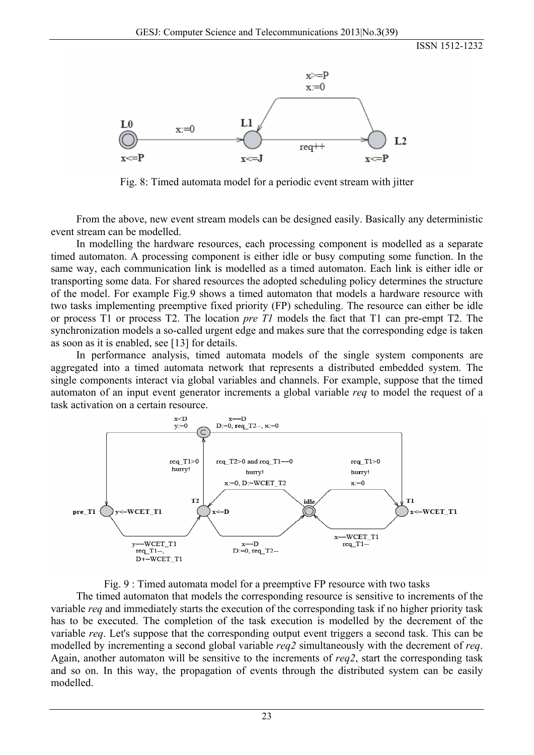Fig. 8: Timed automata model for a periodic event stream with jitter

From the above, new event stream models can be designed easily. Basically any deterministic event stream can be modelled.

In modelling the hardware resources, each processing component is modelled as a separate timed automaton. A processing component is either idle or busy computing some function. In the same way, each communication link is modelled as a timed automaton. Each link is either idle or transporting some data. For shared resources the adopted scheduling policy determines the structure of the model. For example Fig.9 shows a timed automaton that models a hardware resource with two tasks implementing preemptive fixed priority (FP) scheduling. The resource can either be idle or process T1 or process T2. The location *pre T1* models the fact that T1 can pre-empt T2. The synchronization models a so-called urgent edge and makes sure that the corresponding edge is taken as soon as it is enabled, see [13] for details.

In performance analysis, timed automata models of the single system components are aggregated into a timed automata network that represents a distributed embedded system. The single components interact via global variables and channels. For example, suppose that the timed automaton of an input event generator increments a global variable *req* to model the request of a task activation on a certain resource.

Fig. 9 : Timed automata model for a preemptive FP resource with two tasks

The timed automaton that models the corresponding resource is sensitive to increments of the variable *req* and immediately starts the execution of the corresponding task if no higher priority task has to be executed. The completion of the task execution is modelled by the decrement of the variable *req*. Let's suppose that the corresponding output event triggers a second task. This can be modelled by incrementing a second global variable *req2* simultaneously with the decrement of *req*. Again, another automaton will be sensitive to the increments of *req2*, start the corresponding task and so on. In this way, the propagation of events through the distributed system can be easily modelled.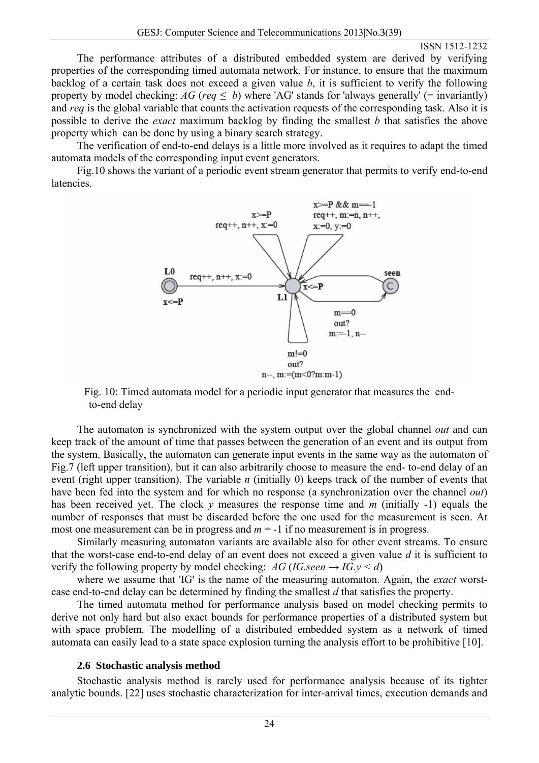The performance attributes of a distributed embedded system are derived by verifying properties of the corresponding timed automata network. For instance, to ensure that the maximum backlog of a certain task does not exceed a given value *b*, it is sufficient to verify the following property by model checking: $AG\ (req \leq b)$ where 'AG' stands for 'always generally' (= invariantly) and *req* is the global variable that counts the activation requests of the corresponding task. Also it is possible to derive the *exact* maximum backlog by finding the smallest *b* that satisfies the above property which can be done by using a binary search strategy.

The verification of end-to-end delays is a little more involved as it requires to adapt the timed automata models of the corresponding input event generators.

Fig.10 shows the variant of a periodic event stream generator that permits to verify end-to-end latencies.

Fig. 10: Timed automata model for a periodic input generator that measures the end-to-end delay

The automaton is synchronized with the system output over the global channel *out* and can keep track of the amount of time that passes between the generation of an event and its output from the system. Basically, the automaton can generate input events in the same way as the automaton of Fig.7 (left upper transition), but it can also arbitrarily choose to measure the end- to-end delay of an event (right upper transition). The variable *n* (initially 0) keeps track of the number of events that have been fed into the system and for which no response (a synchronization over the channel *out*) has been received yet. The clock *y* measures the response time and *m* (initially -1) equals the number of responses that must be discarded before the one used for the measurement is seen. At most one measurement can be in progress and $m = -1$ if no measurement is in progress.

Similarly measuring automaton variants are available also for other event streams. To ensure that the worst-case end-to-end delay of an event does not exceed a given value *d* it is sufficient to verify the following property by model checking: $AG\ (IG.seen \rightarrow IG.y < d)$

where we assume that 'IG' is the name of the measuring automaton. Again, the *exact* worst-case end-to-end delay can be determined by finding the smallest *d* that satisfies the property.

The timed automata method for performance analysis based on model checking permits to derive not only hard but also exact bounds for performance properties of a distributed system but with space problem. The modelling of a distributed embedded system as a network of timed automata can easily lead to a state space explosion turning the analysis effort to be prohibitive [10].

### 2.6 Stochastic analysis method

Stochastic analysis method is rarely used for performance analysis because of its tighter analytic bounds. [22] uses stochastic characterization for inter-arrival times, execution demands and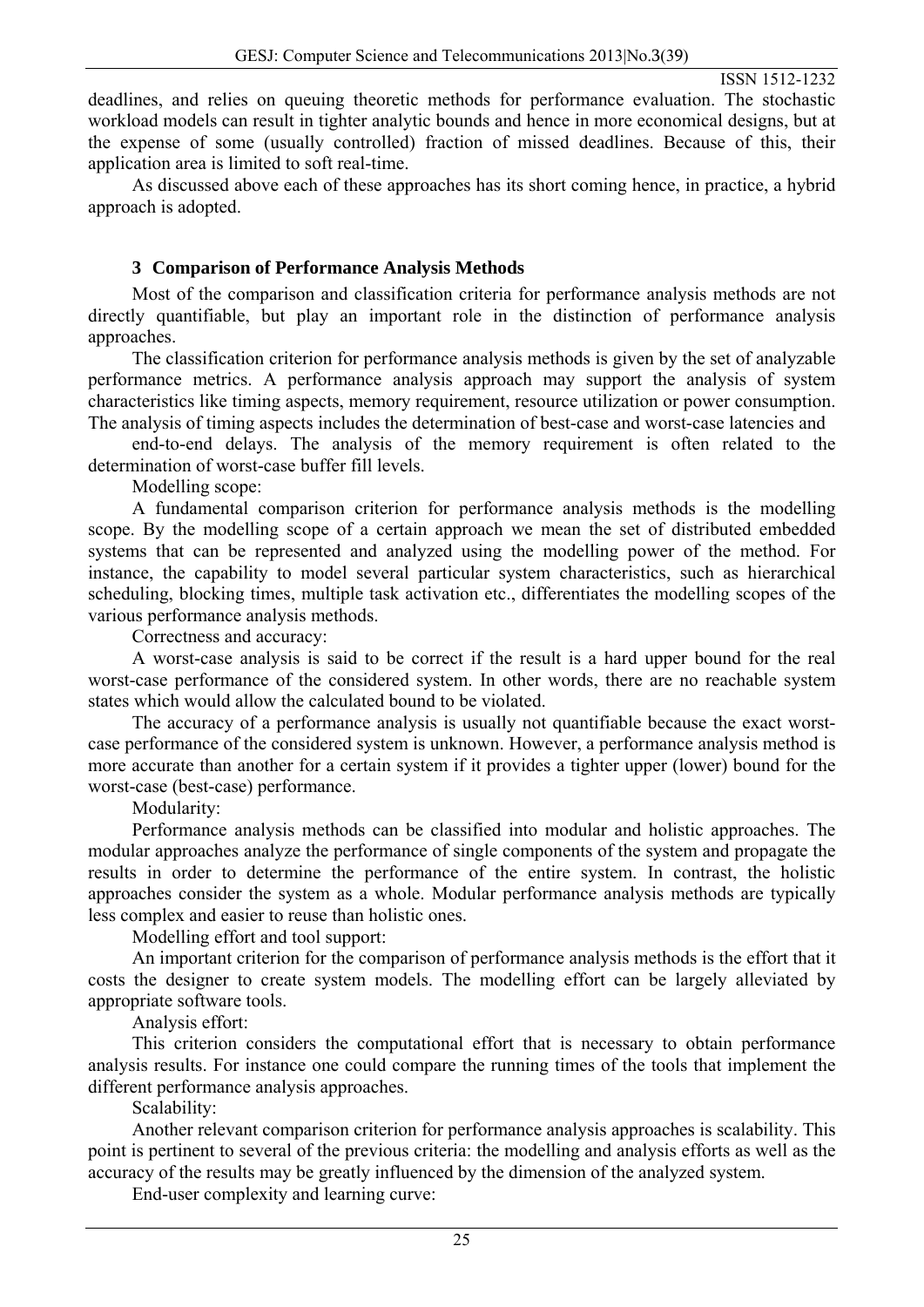deadlines, and relies on queuing theoretic methods for performance evaluation. The stochastic workload models can result in tighter analytic bounds and hence in more economical designs, but at the expense of some (usually controlled) fraction of missed deadlines. Because of this, their application area is limited to soft real-time.

As discussed above each of these approaches has its short coming hence, in practice, a hybrid approach is adopted.

## 3 Comparison of Performance Analysis Methods

Most of the comparison and classification criteria for performance analysis methods are not directly quantifiable, but play an important role in the distinction of performance analysis approaches.

The classification criterion for performance analysis methods is given by the set of analyzable performance metrics. A performance analysis approach may support the analysis of system characteristics like timing aspects, memory requirement, resource utilization or power consumption. The analysis of timing aspects includes the determination of best-case and worst-case latencies and

end-to-end delays. The analysis of the memory requirement is often related to the determination of worst-case buffer fill levels.

Modelling scope:

A fundamental comparison criterion for performance analysis methods is the modelling scope. By the modelling scope of a certain approach we mean the set of distributed embedded systems that can be represented and analyzed using the modelling power of the method. For instance, the capability to model several particular system characteristics, such as hierarchical scheduling, blocking times, multiple task activation etc., differentiates the modelling scopes of the various performance analysis methods.

Correctness and accuracy:

A worst-case analysis is said to be correct if the result is a hard upper bound for the real worst-case performance of the considered system. In other words, there are no reachable system states which would allow the calculated bound to be violated.

The accuracy of a performance analysis is usually not quantifiable because the exact worst-case performance of the considered system is unknown. However, a performance analysis method is more accurate than another for a certain system if it provides a tighter upper (lower) bound for the worst-case (best-case) performance.

Modularity:

Performance analysis methods can be classified into modular and holistic approaches. The modular approaches analyze the performance of single components of the system and propagate the results in order to determine the performance of the entire system. In contrast, the holistic approaches consider the system as a whole. Modular performance analysis methods are typically less complex and easier to reuse than holistic ones.

Modelling effort and tool support:

An important criterion for the comparison of performance analysis methods is the effort that it costs the designer to create system models. The modelling effort can be largely alleviated by appropriate software tools.

Analysis effort:

This criterion considers the computational effort that is necessary to obtain performance analysis results. For instance one could compare the running times of the tools that implement the different performance analysis approaches.

Scalability:

Another relevant comparison criterion for performance analysis approaches is scalability. This point is pertinent to several of the previous criteria: the modelling and analysis efforts as well as the accuracy of the results may be greatly influenced by the dimension of the analyzed system.

End-user complexity and learning curve: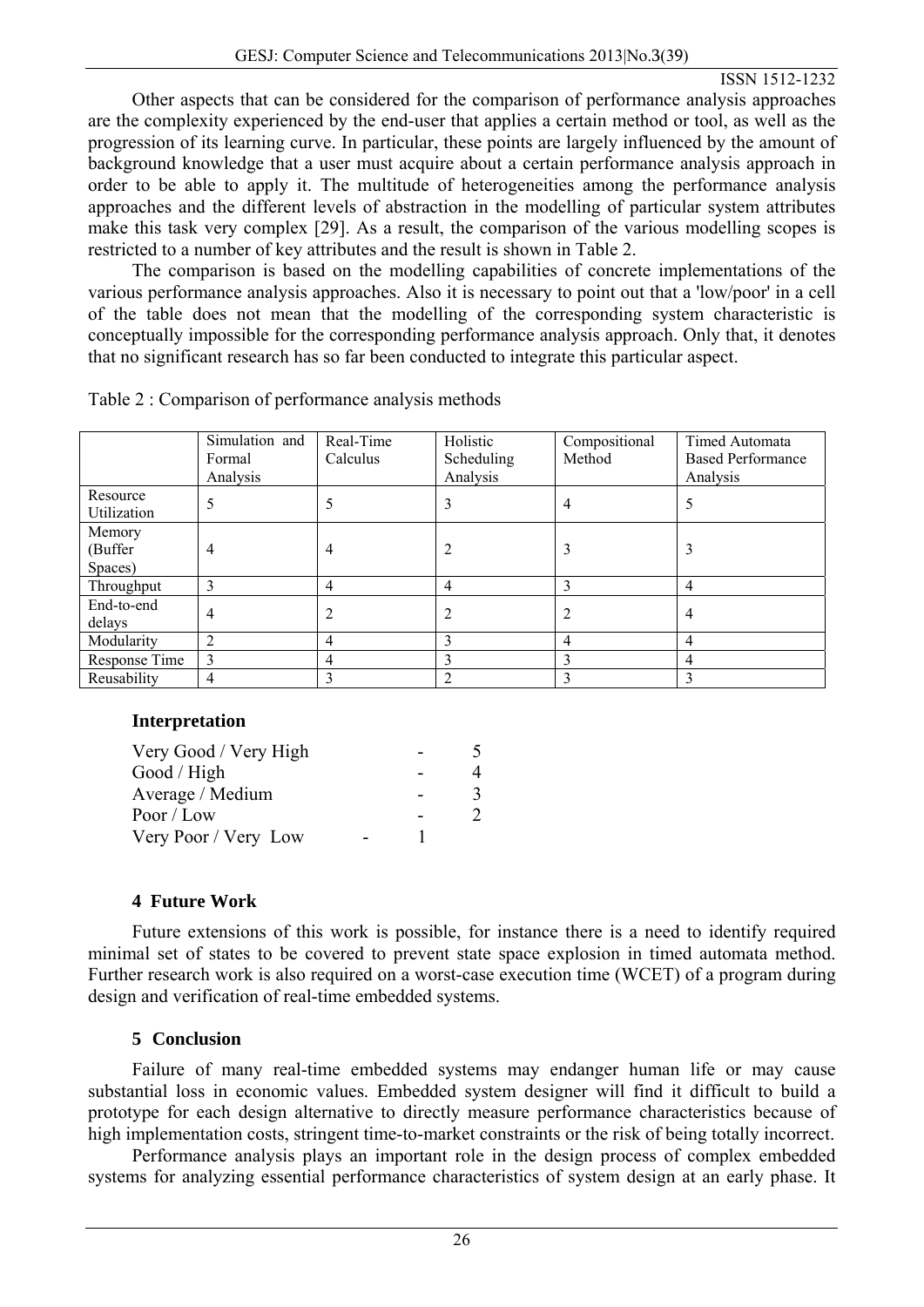Other aspects that can be considered for the comparison of performance analysis approaches are the complexity experienced by the end-user that applies a certain method or tool, as well as the progression of its learning curve. In particular, these points are largely influenced by the amount of background knowledge that a user must acquire about a certain performance analysis approach in order to be able to apply it. The multitude of heterogeneities among the performance analysis approaches and the different levels of abstraction in the modelling of particular system attributes make this task very complex [29]. As a result, the comparison of the various modelling scopes is restricted to a number of key attributes and the result is shown in Table 2.

The comparison is based on the modelling capabilities of concrete implementations of the various performance analysis approaches. Also it is necessary to point out that a 'low/poor' in a cell of the table does not mean that the modelling of the corresponding system characteristic is conceptually impossible for the corresponding performance analysis approach. Only that, it denotes that no significant research has so far been conducted to integrate this particular aspect.

Table 2 : Comparison of performance analysis methods

| | Simulation and Formal Analysis | Real-Time Calculus | Holistic Scheduling Analysis | Compositional Method | Timed Automata Based Performance Analysis |
|---|---|---|---|---|---|
| Resource Utilization | 5 | 5 | 3 | 4 | 5 |
| Memory (Buffer Spaces) | 4 | 4 | 2 | 3 | 3 |
| Throughput | 3 | 4 | 4 | 3 | 4 |
| End-to-end delays | 4 | 2 | 2 | 2 | 4 |
| Modularity | 2 | 4 | 3 | 4 | 4 |
| Response Time | 3 | 4 | 3 | 3 | 4 |
| Reusability | 4 | 3 | 2 | 3 | 3 |

**Interpretation**

Very Good / Very High - 5
Good / High - 4
Average / Medium - 3
Poor / Low - 2
Very Poor / Very Low - 1

## 4 Future Work

Future extensions of this work is possible, for instance there is a need to identify required minimal set of states to be covered to prevent state space explosion in timed automata method. Further research work is also required on a worst-case execution time (WCET) of a program during design and verification of real-time embedded systems.

## 5 Conclusion

Failure of many real-time embedded systems may endanger human life or may cause substantial loss in economic values. Embedded system designer will find it difficult to build a prototype for each design alternative to directly measure performance characteristics because of high implementation costs, stringent time-to-market constraints or the risk of being totally incorrect.

Performance analysis plays an important role in the design process of complex embedded systems for analyzing essential performance characteristics of system design at an early phase. It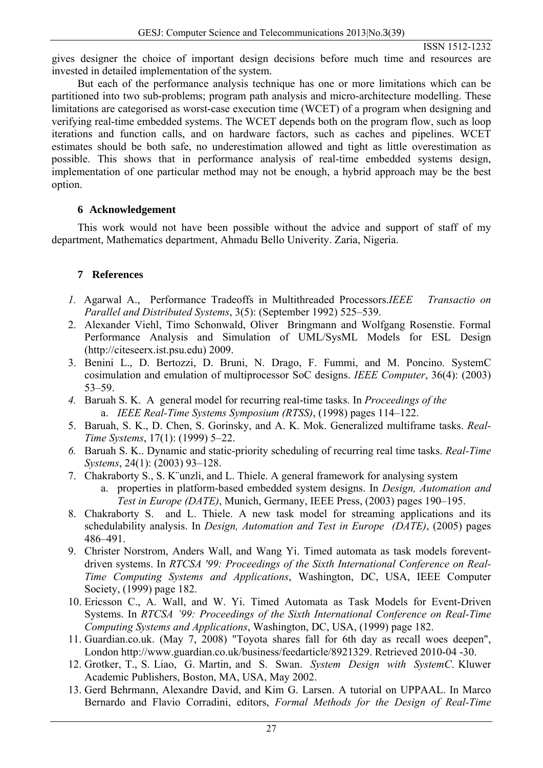gives designer the choice of important design decisions before much time and resources are invested in detailed implementation of the system.

But each of the performance analysis technique has one or more limitations which can be partitioned into two sub-problems; program path analysis and micro-architecture modelling. These limitations are categorised as worst-case execution time (WCET) of a program when designing and verifying real-time embedded systems. The WCET depends both on the program flow, such as loop iterations and function calls, and on hardware factors, such as caches and pipelines. WCET estimates should be both safe, no underestimation allowed and tight as little overestimation as possible. This shows that in performance analysis of real-time embedded systems design, implementation of one particular method may not be enough, a hybrid approach may be the best option.

## 6 Acknowledgement

This work would not have been possible without the advice and support of staff of my department, Mathematics department, Ahmadu Bello Univerity. Zaria, Nigeria.

## 7 References

1. Agarwal A., Performance Tradeoffs in Multithreaded Processors.*IEEE Transactio on Parallel and Distributed Systems*, 3(5): (September 1992) 525–539.
2. Alexander Viehl, Timo Schonwald, Oliver Bringmann and Wolfgang Rosenstie. Formal Performance Analysis and Simulation of UML/SysML Models for ESL Design (http://citeseerx.ist.psu.edu) 2009.
3. Benini L., D. Bertozzi, D. Bruni, N. Drago, F. Fummi, and M. Poncino. SystemC cosimulation and emulation of multiprocessor SoC designs. *IEEE Computer*, 36(4): (2003) 53–59.
4. Baruah S. K. A general model for recurring real-time tasks. In *Proceedings of the*
   a. *IEEE Real-Time Systems Symposium (RTSS)*, (1998) pages 114–122.
5. Baruah, S. K., D. Chen, S. Gorinsky, and A. K. Mok. Generalized multiframe tasks. *Real-Time Systems*, 17(1): (1999) 5–22.
6. Baruah S. K.. Dynamic and static-priority scheduling of recurring real time tasks. *Real-Time Systems*, 24(1): (2003) 93–128.
7. Chakraborty S., S. K¨unzli, and L. Thiele. A general framework for analysing system
   a. properties in platform-based embedded system designs. In *Design, Automation and Test in Europe (DATE)*, Munich, Germany, IEEE Press, (2003) pages 190–195.
8. Chakraborty S. and L. Thiele. A new task model for streaming applications and its schedulability analysis. In *Design, Automation and Test in Europe (DATE)*, (2005) pages 486–491.
9. Christer Norstrom, Anders Wall, and Wang Yi. Timed automata as task models foreventdriven systems. In *RTCSA '99: Proceedings of the Sixth International Conference on Real-Time Computing Systems and Applications*, Washington, DC, USA, IEEE Computer Society, (1999) page 182.
10. Ericsson C., A. Wall, and W. Yi. Timed Automata as Task Models for Event-Driven Systems. In *RTCSA '99: Proceedings of the Sixth International Conference on Real-Time Computing Systems and Applications*, Washington, DC, USA, (1999) page 182.
11. Guardian.co.uk. (May 7, 2008) "Toyota shares fall for 6th day as recall woes deepen", London http://www.guardian.co.uk/business/feedarticle/8921329. Retrieved 2010-04 -30.
12. Grotker, T., S. Liao, G. Martin, and S. Swan. *System Design with SystemC*. Kluwer Academic Publishers, Boston, MA, USA, May 2002.
13. Gerd Behrmann, Alexandre David, and Kim G. Larsen. A tutorial on UPPAAL. In Marco Bernardo and Flavio Corradini, editors, *Formal Methods for the Design of Real-Time*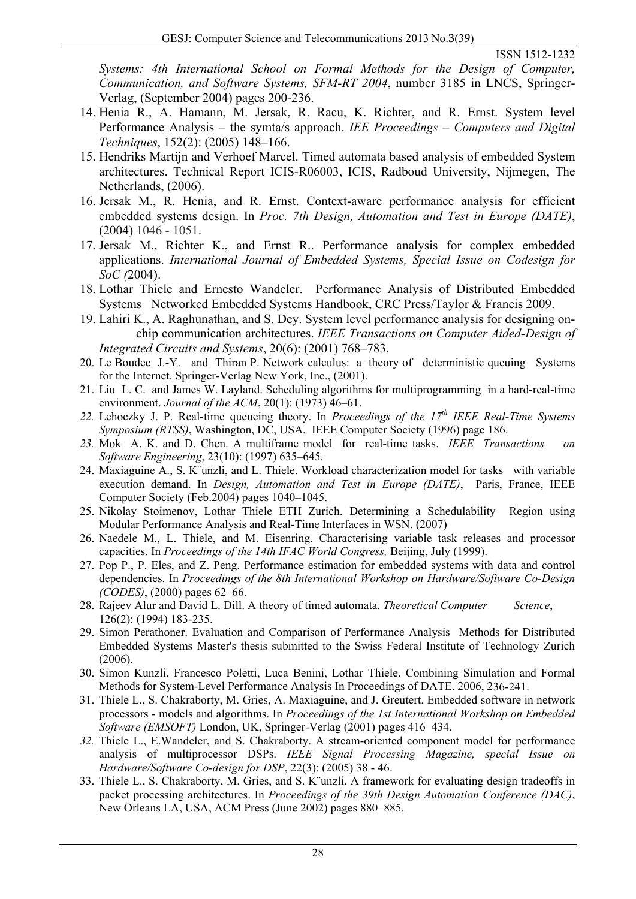*Systems: 4th International School on Formal Methods for the Design of Computer, Communication, and Software Systems, SFM-RT 2004*, number 3185 in LNCS, Springer-Verlag, (September 2004) pages 200-236.

14. Henia R., A. Hamann, M. Jersak, R. Racu, K. Richter, and R. Ernst. System level Performance Analysis – the symta/s approach. *IEE Proceedings – Computers and Digital Techniques*, 152(2): (2005) 148–166.
15. Hendriks Martijn and Verhoef Marcel. Timed automata based analysis of embedded System architectures. Technical Report ICIS-R06003, ICIS, Radboud University, Nijmegen, The Netherlands, (2006).
16. Jersak M., R. Henia, and R. Ernst. Context-aware performance analysis for efficient embedded systems design. In *Proc. 7th Design, Automation and Test in Europe (DATE)*, (2004) 1046 - 1051.
17. Jersak M., Richter K., and Ernst R.. Performance analysis for complex embedded applications. *International Journal of Embedded Systems, Special Issue on Codesign for SoC (*2004).
18. Lothar Thiele and Ernesto Wandeler. Performance Analysis of Distributed Embedded Systems Networked Embedded Systems Handbook, CRC Press/Taylor & Francis 2009.
19. Lahiri K., A. Raghunathan, and S. Dey. System level performance analysis for designing on-chip communication architectures. *IEEE Transactions on Computer Aided-Design of Integrated Circuits and Systems*, 20(6): (2001) 768–783.
20. Le Boudec J.-Y. and Thiran P. Network calculus: a theory of deterministic queuing Systems for the Internet. Springer-Verlag New York, Inc., (2001).
21. Liu L. C. and James W. Layland. Scheduling algorithms for multiprogramming in a hard-real-time environment. *Journal of the ACM*, 20(1): (1973) 46–61.
22. Lehoczky J. P. Real-time queueing theory. In *Proceedings of the 17th IEEE Real-Time Systems Symposium (RTSS)*, Washington, DC, USA, IEEE Computer Society (1996) page 186.
23. Mok A. K. and D. Chen. A multiframe model for real-time tasks. *IEEE Transactions on Software Engineering*, 23(10): (1997) 635–645.
24. Maxiaguine A., S. K¨unzli, and L. Thiele. Workload characterization model for tasks with variable execution demand. In *Design, Automation and Test in Europe (DATE)*, Paris, France, IEEE Computer Society (Feb.2004) pages 1040–1045.
25. Nikolay Stoimenov, Lothar Thiele ETH Zurich. Determining a Schedulability Region using Modular Performance Analysis and Real-Time Interfaces in WSN. (2007)
26. Naedele M., L. Thiele, and M. Eisenring. Characterising variable task releases and processor capacities. In *Proceedings of the 14th IFAC World Congress,* Beijing, July (1999).
27. Pop P., P. Eles, and Z. Peng. Performance estimation for embedded systems with data and control dependencies. In *Proceedings of the 8th International Workshop on Hardware/Software Co-Design (CODES)*, (2000) pages 62–66.
28. Rajeev Alur and David L. Dill. A theory of timed automata. *Theoretical Computer Science*, 126(2): (1994) 183-235.
29. Simon Perathoner. Evaluation and Comparison of Performance Analysis Methods for Distributed Embedded Systems Master's thesis submitted to the Swiss Federal Institute of Technology Zurich (2006).
30. Simon Kunzli, Francesco Poletti, Luca Benini, Lothar Thiele. Combining Simulation and Formal Methods for System-Level Performance Analysis In Proceedings of DATE. 2006, 236-241.
31. Thiele L., S. Chakraborty, M. Gries, A. Maxiaguine, and J. Greutert. Embedded software in network processors - models and algorithms. In *Proceedings of the 1st International Workshop on Embedded Software (EMSOFT)* London, UK, Springer-Verlag (2001) pages 416–434.
32. Thiele L., E.Wandeler, and S. Chakraborty. A stream-oriented component model for performance analysis of multiprocessor DSPs. *IEEE Signal Processing Magazine, special Issue on Hardware/Software Co-design for DSP*, 22(3): (2005) 38 - 46.
33. Thiele L., S. Chakraborty, M. Gries, and S. K¨unzli. A framework for evaluating design tradeoffs in packet processing architectures. In *Proceedings of the 39th Design Automation Conference (DAC)*, New Orleans LA, USA, ACM Press (June 2002) pages 880–885.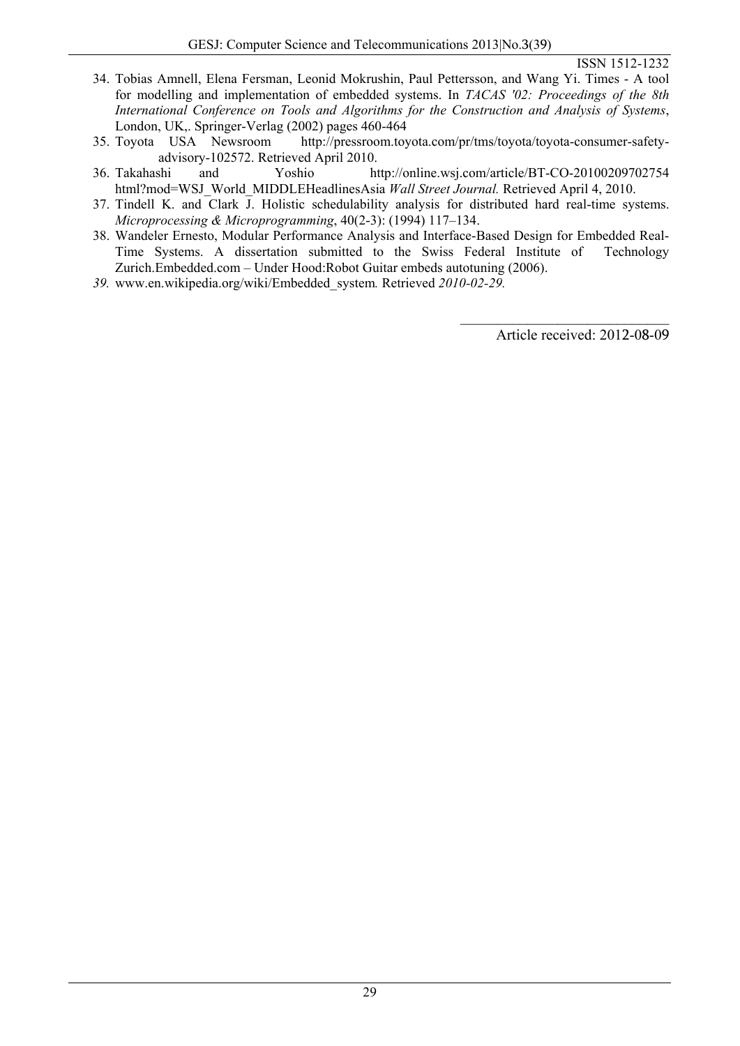34. Tobias Amnell, Elena Fersman, Leonid Mokrushin, Paul Pettersson, and Wang Yi. Times - A tool for modelling and implementation of embedded systems. In *TACAS '02: Proceedings of the 8th International Conference on Tools and Algorithms for the Construction and Analysis of Systems*, London, UK,. Springer-Verlag (2002) pages 460-464
35. Toyota USA Newsroom http://pressroom.toyota.com/pr/tms/toyota/toyota-consumer-safety-advisory-102572. Retrieved April 2010.
36. Takahashi and Yoshio http://online.wsj.com/article/BT-CO-20100209702754 html?mod=WSJ_World_MIDDLEHeadlinesAsia *Wall Street Journal.* Retrieved April 4, 2010.
37. Tindell K. and Clark J. Holistic schedulability analysis for distributed hard real-time systems. *Microprocessing & Microprogramming*, 40(2-3): (1994) 117–134.
38. Wandeler Ernesto, Modular Performance Analysis and Interface-Based Design for Embedded Real-Time Systems. A dissertation submitted to the Swiss Federal Institute of Technology Zurich.Embedded.com – Under Hood:Robot Guitar embeds autotuning (2006).
39. www.en.wikipedia.org/wiki/Embedded_system*.* Retrieved *2010-02-29.*

---

Article received: 2012-08-09